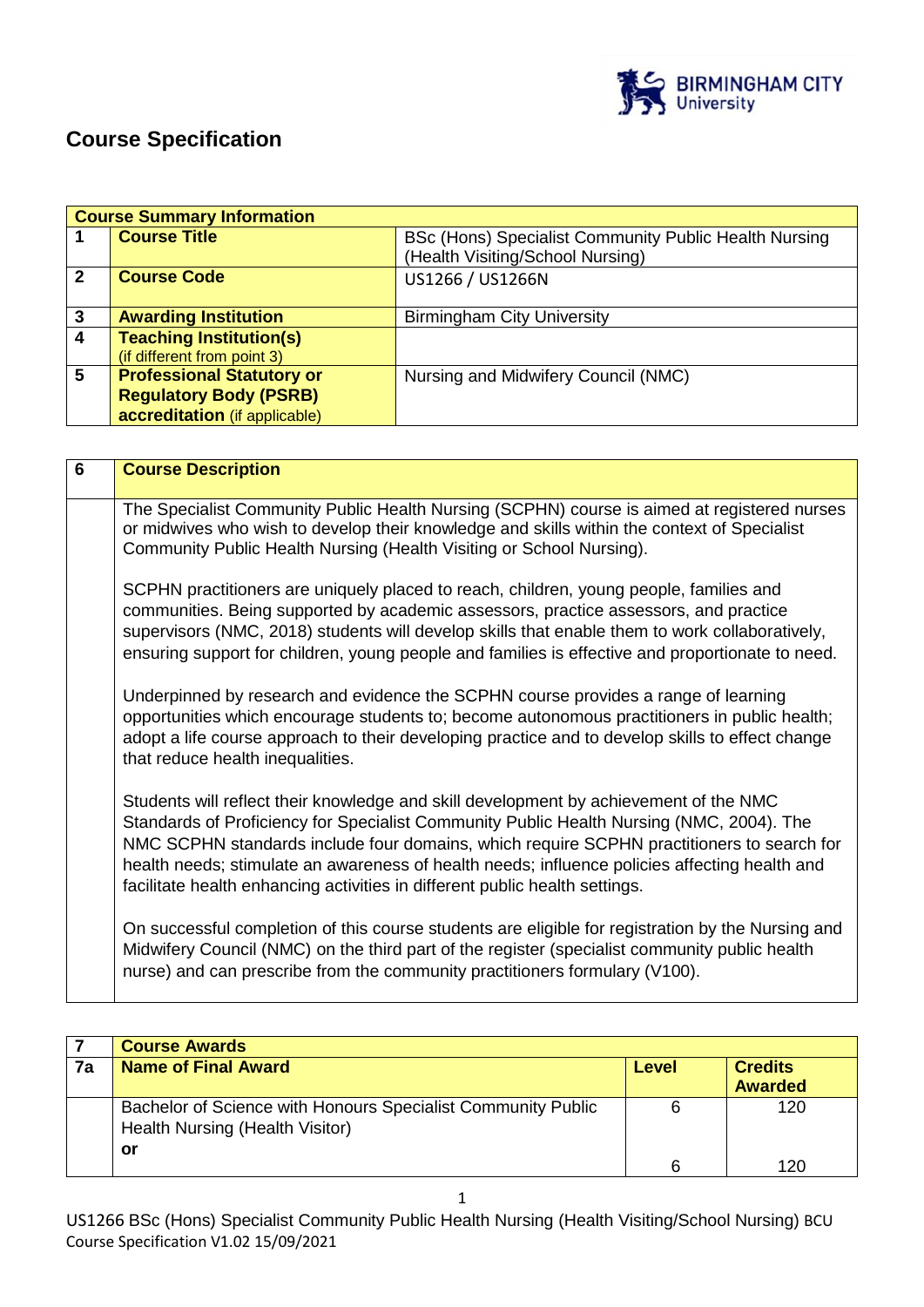# Course Specification

| Course Summary Information | | |
|---|---|---|
| 1 | **Course Title** | BSc (Hons) Specialist Community Public Health Nursing (Health Visiting/School Nursing) |
| 2 | **Course Code** | US1266 / US1266N |
| 3 | **Awarding Institution** | Birmingham City University |
| 4 | **Teaching Institution(s)** (if different from point 3) | |
| 5 | **Professional Statutory or Regulatory Body (PSRB) accreditation** (if applicable) | Nursing and Midwifery Council (NMC) |

| 6 | Course Description |
|---|---|
| | The Specialist Community Public Health Nursing (SCPHN) course is aimed at registered nurses or midwives who wish to develop their knowledge and skills within the context of Specialist Community Public Health Nursing (Health Visiting or School Nursing).<br><br>SCPHN practitioners are uniquely placed to reach, children, young people, families and communities. Being supported by academic assessors, practice assessors, and practice supervisors (NMC, 2018) students will develop skills that enable them to work collaboratively, ensuring support for children, young people and families is effective and proportionate to need.<br><br>Underpinned by research and evidence the SCPHN course provides a range of learning opportunities which encourage students to; become autonomous practitioners in public health; adopt a life course approach to their developing practice and to develop skills to effect change that reduce health inequalities.<br><br>Students will reflect their knowledge and skill development by achievement of the NMC Standards of Proficiency for Specialist Community Public Health Nursing (NMC, 2004). The NMC SCPHN standards include four domains, which require SCPHN practitioners to search for health needs; stimulate an awareness of health needs; influence policies affecting health and facilitate health enhancing activities in different public health settings.<br><br>On successful completion of this course students are eligible for registration by the Nursing and Midwifery Council (NMC) on the third part of the register (specialist community public health nurse) and can prescribe from the community practitioners formulary (V100). |

| 7 | Course Awards | | |
|---|---|---|---|
| **7a** | **Name of Final Award** | **Level** | **Credits Awarded** |
| | Bachelor of Science with Honours Specialist Community Public Health Nursing (Health Visitor)<br>**or** | 6 | 120 |
| | | 6 | 120 |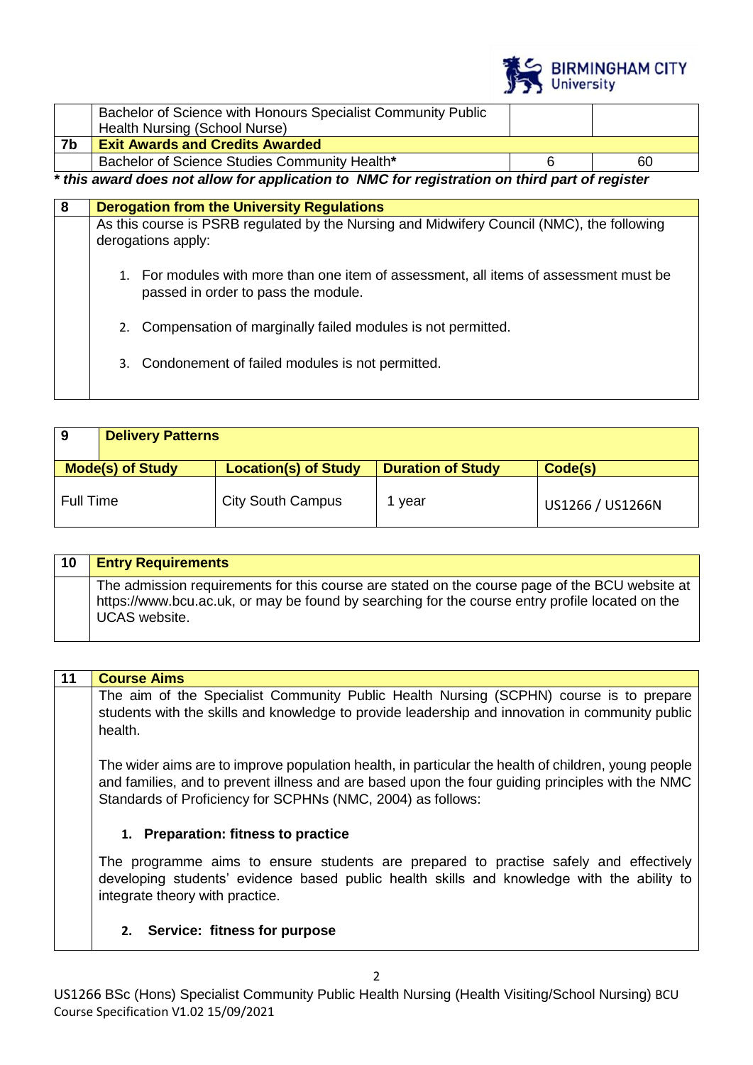| | | | |
|---|---|---|---|
| | Bachelor of Science with Honours Specialist Community Public Health Nursing (School Nurse) | | |
| **7b** | **Exit Awards and Credits Awarded** | | |
| | Bachelor of Science Studies Community Health* | 6 | 60 |

***** *this award does not allow for application to NMC for registration on third part of register***

| 8 | Derogation from the University Regulations |
|---|---|
| | As this course is PSRB regulated by the Nursing and Midwifery Council (NMC), the following derogations apply:<br><br>1. For modules with more than one item of assessment, all items of assessment must be passed in order to pass the module.<br><br>2. Compensation of marginally failed modules is not permitted.<br><br>3. Condonement of failed modules is not permitted. |

| **9** | **Delivery Patterns** | | |
|---|---|---|---|
| **Mode(s) of Study** | **Location(s) of Study** | **Duration of Study** | **Code(s)** |
| Full Time | City South Campus | 1 year | US1266 / US1266N |

| 10 | Entry Requirements |
|---|---|
| | The admission requirements for this course are stated on the course page of the BCU website at https://www.bcu.ac.uk, or may be found by searching for the course entry profile located on the UCAS website. |

| 11 | Course Aims |
|---|---|
| | The aim of the Specialist Community Public Health Nursing (SCPHN) course is to prepare students with the skills and knowledge to provide leadership and innovation in community public health.<br><br>The wider aims are to improve population health, in particular the health of children, young people and families, and to prevent illness and are based upon the four guiding principles with the NMC Standards of Proficiency for SCPHNs (NMC, 2004) as follows:<br><br>**1. Preparation: fitness to practice**<br><br>The programme aims to ensure students are prepared to practise safely and effectively developing students' evidence based public health skills and knowledge with the ability to integrate theory with practice.<br><br>**2. Service: fitness for purpose** |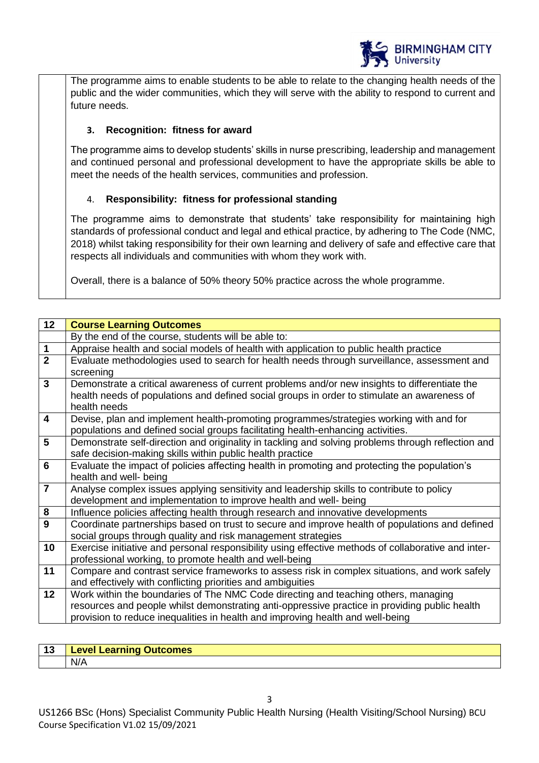The programme aims to enable students to be able to relate to the changing health needs of the public and the wider communities, which they will serve with the ability to respond to current and future needs.

**3. Recognition: fitness for award**

The programme aims to develop students' skills in nurse prescribing, leadership and management and continued personal and professional development to have the appropriate skills be able to meet the needs of the health services, communities and profession.

**4. Responsibility: fitness for professional standing**

The programme aims to demonstrate that students' take responsibility for maintaining high standards of professional conduct and legal and ethical practice, by adhering to The Code (NMC, 2018) whilst taking responsibility for their own learning and delivery of safe and effective care that respects all individuals and communities with whom they work with.

Overall, there is a balance of 50% theory 50% practice across the whole programme.

| 12 | **Course Learning Outcomes** |
|---|---|
| | By the end of the course, students will be able to: |
| 1 | Appraise health and social models of health with application to public health practice |
| 2 | Evaluate methodologies used to search for health needs through surveillance, assessment and screening |
| 3 | Demonstrate a critical awareness of current problems and/or new insights to differentiate the health needs of populations and defined social groups in order to stimulate an awareness of health needs |
| 4 | Devise, plan and implement health-promoting programmes/strategies working with and for populations and defined social groups facilitating health-enhancing activities. |
| 5 | Demonstrate self-direction and originality in tackling and solving problems through reflection and safe decision-making skills within public health practice |
| 6 | Evaluate the impact of policies affecting health in promoting and protecting the population's health and well- being |
| 7 | Analyse complex issues applying sensitivity and leadership skills to contribute to policy development and implementation to improve health and well- being |
| 8 | Influence policies affecting health through research and innovative developments |
| 9 | Coordinate partnerships based on trust to secure and improve health of populations and defined social groups through quality and risk management strategies |
| 10 | Exercise initiative and personal responsibility using effective methods of collaborative and inter-professional working, to promote health and well-being |
| 11 | Compare and contrast service frameworks to assess risk in complex situations, and work safely and effectively with conflicting priorities and ambiguities |
| 12 | Work within the boundaries of The NMC Code directing and teaching others, managing resources and people whilst demonstrating anti-oppressive practice in providing public health provision to reduce inequalities in health and improving health and well-being |

| 13 | **Level Learning Outcomes** |
|---|---|
| | N/A |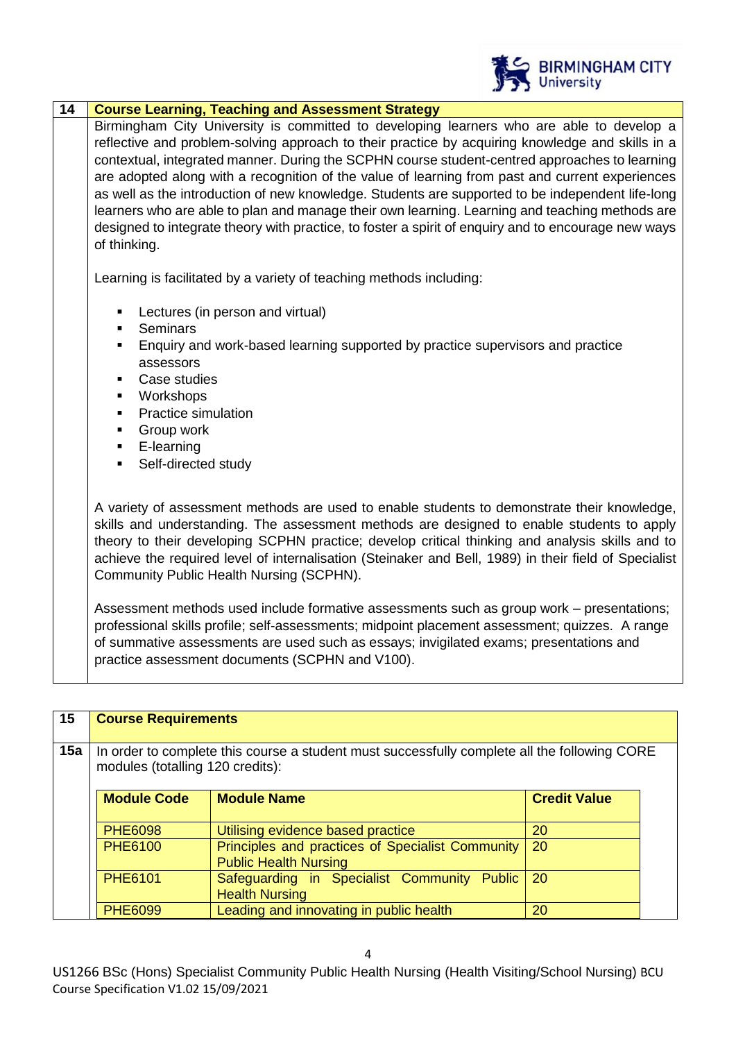## 14 Course Learning, Teaching and Assessment Strategy

Birmingham City University is committed to developing learners who are able to develop a reflective and problem-solving approach to their practice by acquiring knowledge and skills in a contextual, integrated manner. During the SCPHN course student-centred approaches to learning are adopted along with a recognition of the value of learning from past and current experiences as well as the introduction of new knowledge. Students are supported to be independent life-long learners who are able to plan and manage their own learning. Learning and teaching methods are designed to integrate theory with practice, to foster a spirit of enquiry and to encourage new ways of thinking.

Learning is facilitated by a variety of teaching methods including:

- Lectures (in person and virtual)
- Seminars
- Enquiry and work-based learning supported by practice supervisors and practice assessors
- Case studies
- Workshops
- Practice simulation
- Group work
- E-learning
- Self-directed study

A variety of assessment methods are used to enable students to demonstrate their knowledge, skills and understanding. The assessment methods are designed to enable students to apply theory to their developing SCPHN practice; develop critical thinking and analysis skills and to achieve the required level of internalisation (Steinaker and Bell, 1989) in their field of Specialist Community Public Health Nursing (SCPHN).

Assessment methods used include formative assessments such as group work – presentations; professional skills profile; self-assessments; midpoint placement assessment; quizzes. A range of summative assessments are used such as essays; invigilated exams; presentations and practice assessment documents (SCPHN and V100).

## 15 Course Requirements

**15a** In order to complete this course a student must successfully complete all the following CORE modules (totalling 120 credits):

| Module Code | Module Name | Credit Value |
|---|---|---|
| PHE6098 | Utilising evidence based practice | 20 |
| PHE6100 | Principles and practices of Specialist Community Public Health Nursing | 20 |
| PHE6101 | Safeguarding in Specialist Community Public Health Nursing | 20 |
| PHE6099 | Leading and innovating in public health | 20 |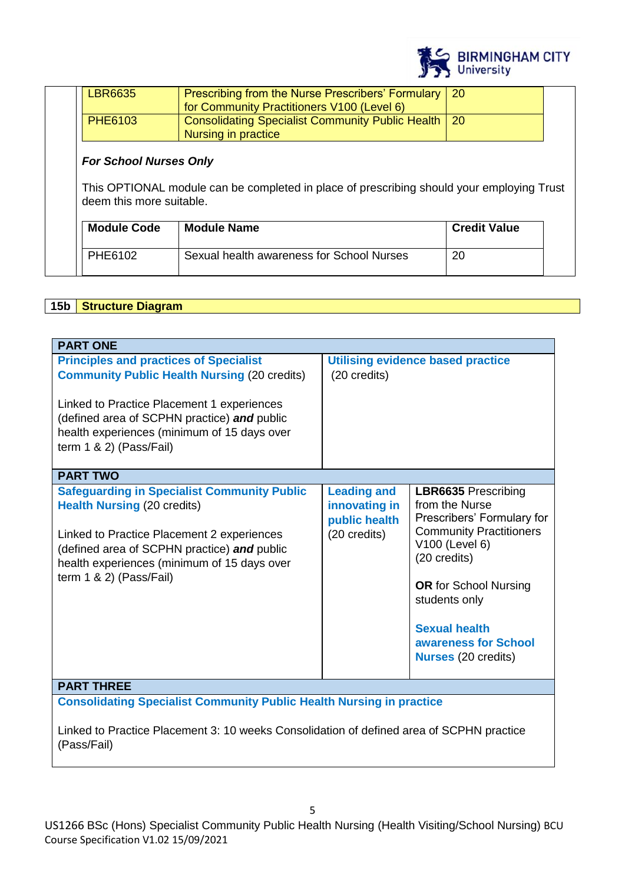| | | |
|---|---|---|
| LBR6635 | Prescribing from the Nurse Prescribers' Formulary for Community Practitioners V100 (Level 6) | 20 |
| PHE6103 | Consolidating Specialist Community Public Health Nursing in practice | 20 |

***For School Nurses Only***

This OPTIONAL module can be completed in place of prescribing should your employing Trust deem this more suitable.

| Module Code | Module Name | Credit Value |
|---|---|---|
| PHE6102 | Sexual health awareness for School Nurses | 20 |

## 15b Structure Diagram

| PART ONE | | |
|---|---|---|
| **Principles and practices of Specialist Community Public Health Nursing** (20 credits)<br><br>Linked to Practice Placement 1 experiences (defined area of SCPHN practice) ***and*** public health experiences (minimum of 15 days over term 1 & 2) (Pass/Fail) | **Utilising evidence based practice** (20 credits) | |
| **PART TWO** | | |
| **Safeguarding in Specialist Community Public Health Nursing** (20 credits)<br><br>Linked to Practice Placement 2 experiences (defined area of SCPHN practice) ***and*** public health experiences (minimum of 15 days over term 1 & 2) (Pass/Fail) | **Leading and innovating in public health** (20 credits) | **LBR6635** Prescribing from the Nurse Prescribers' Formulary for Community Practitioners V100 (Level 6) (20 credits)<br><br>**OR** for School Nursing students only<br><br>**Sexual health awareness for School Nurses** (20 credits) |
| **PART THREE** | | |
| **Consolidating Specialist Community Public Health Nursing in practice**<br><br>Linked to Practice Placement 3: 10 weeks Consolidation of defined area of SCPHN practice (Pass/Fail) | | |

US1266 BSc (Hons) Specialist Community Public Health Nursing (Health Visiting/School Nursing) BCU Course Specification V1.02 15/09/2021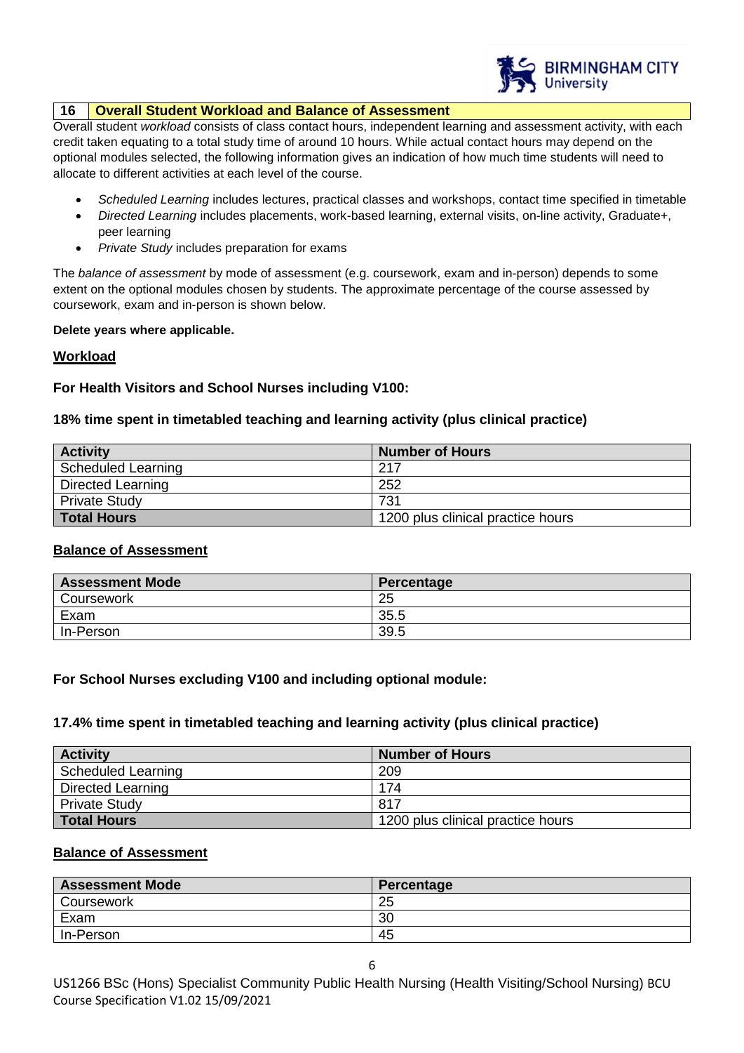## 16 Overall Student Workload and Balance of Assessment

Overall student *workload* consists of class contact hours, independent learning and assessment activity, with each credit taken equating to a total study time of around 10 hours. While actual contact hours may depend on the optional modules selected, the following information gives an indication of how much time students will need to allocate to different activities at each level of the course.

- *Scheduled Learning* includes lectures, practical classes and workshops, contact time specified in timetable
- *Directed Learning* includes placements, work-based learning, external visits, on-line activity, Graduate+, peer learning
- *Private Study* includes preparation for exams

The *balance of assessment* by mode of assessment (e.g. coursework, exam and in-person) depends to some extent on the optional modules chosen by students. The approximate percentage of the course assessed by coursework, exam and in-person is shown below.

**Delete years where applicable.**

**Workload**

**For Health Visitors and School Nurses including V100:**

**18% time spent in timetabled teaching and learning activity (plus clinical practice)**

| Activity | Number of Hours |
|---|---|
| Scheduled Learning | 217 |
| Directed Learning | 252 |
| Private Study | 731 |
| **Total Hours** | 1200 plus clinical practice hours |

**Balance of Assessment**

| Assessment Mode | Percentage |
|---|---|
| Coursework | 25 |
| Exam | 35.5 |
| In-Person | 39.5 |

**For School Nurses excluding V100 and including optional module:**

**17.4% time spent in timetabled teaching and learning activity (plus clinical practice)**

| Activity | Number of Hours |
|---|---|
| Scheduled Learning | 209 |
| Directed Learning | 174 |
| Private Study | 817 |
| **Total Hours** | 1200 plus clinical practice hours |

**Balance of Assessment**

| Assessment Mode | Percentage |
|---|---|
| Coursework | 25 |
| Exam | 30 |
| In-Person | 45 |